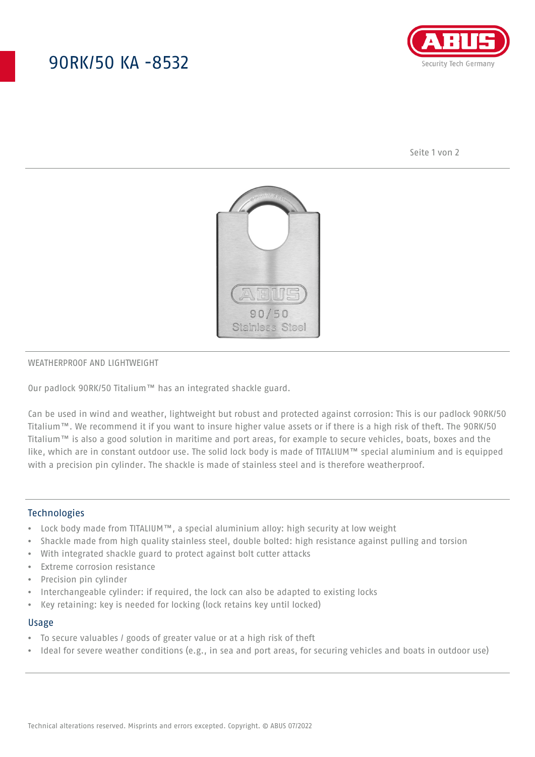# 90RK/50 KA -8532

WEATHERPROOF AND LIGHTWEIGHT

Our padlock 90RK/50 Titalium™ has an integrated shackle guard.

Can be used in wind and weather, lightweight but robust and protected against corrosion: This is our padlock 90RK/50 Titalium™. We recommend it if you want to insure higher value assets or if there is a high risk of theft. The 90RK/50 Titalium™ is also a good solution in maritime and port areas, for example to secure vehicles, boats, boxes and the like, which are in constant outdoor use. The solid lock body is made of TITALIUM™ special aluminium and is equipped with a precision pin cylinder. The shackle is made of stainless steel and is therefore weatherproof.

## Technologies

- Lock body made from TITALIUM™, a special aluminium alloy: high security at low weight
- Shackle made from high quality stainless steel, double bolted: high resistance against pulling and torsion
- With integrated shackle guard to protect against bolt cutter attacks
- Extreme corrosion resistance
- Precision pin cylinder
- Interchangeable cylinder: if required, the lock can also be adapted to existing locks
- Key retaining: key is needed for locking (lock retains key until locked)

## Usage

- To secure valuables / goods of greater value or at a high risk of theft
- Ideal for severe weather conditions (e.g., in sea and port areas, for securing vehicles and boats in outdoor use)

Technical alterations reserved. Misprints and errors excepted. Copyright. © ABUS 07/2022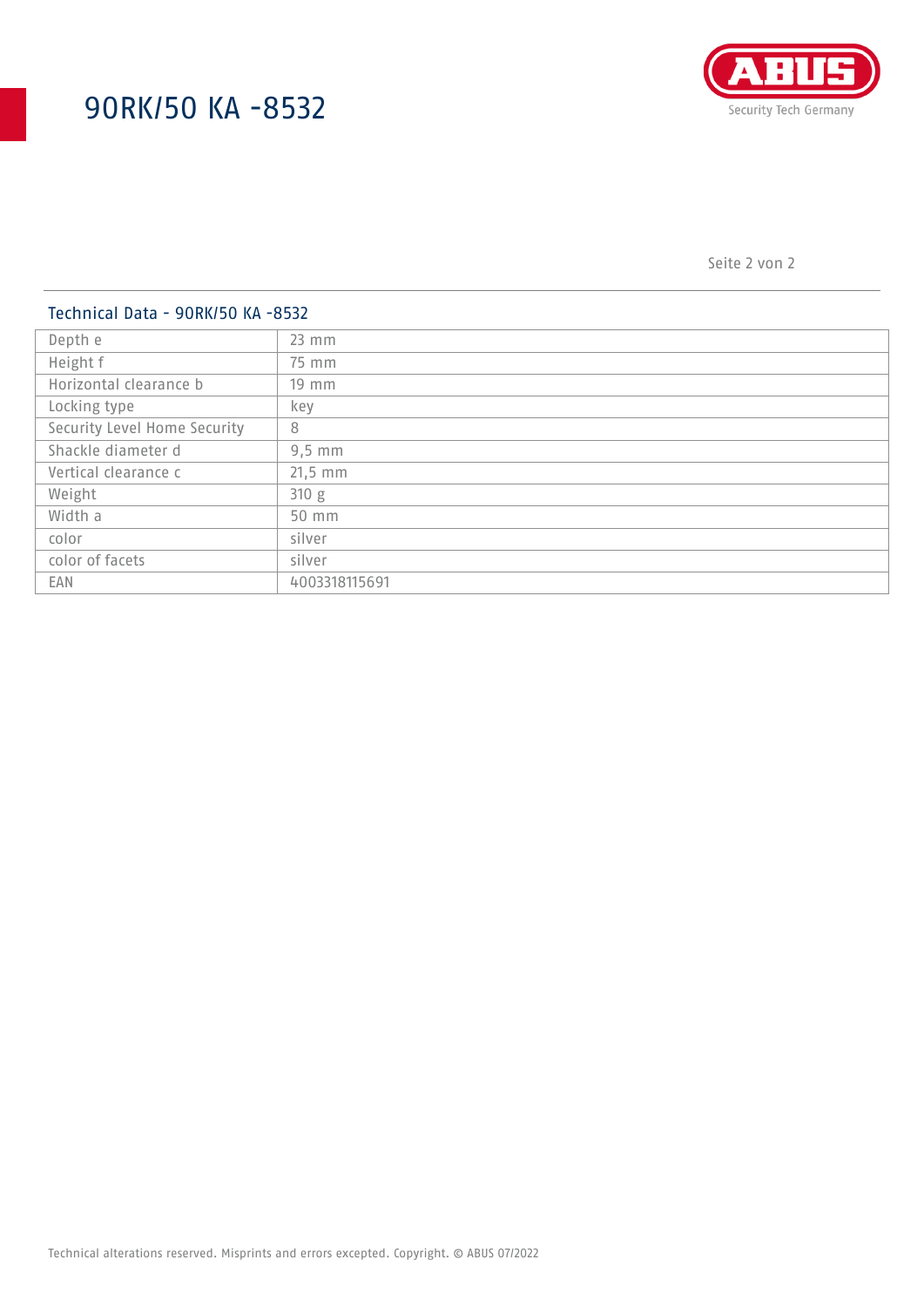# 90RK/50 KA -8532

## Technical Data - 90RK/50 KA -8532

| | |
|---|---|
| Depth e | 23 mm |
| Height f | 75 mm |
| Horizontal clearance b | 19 mm |
| Locking type | key |
| Security Level Home Security | 8 |
| Shackle diameter d | 9,5 mm |
| Vertical clearance c | 21,5 mm |
| Weight | 310 g |
| Width a | 50 mm |
| color | silver |
| color of facets | silver |
| EAN | 4003318115691 |

Technical alterations reserved. Misprints and errors excepted. Copyright. © ABUS 07/2022